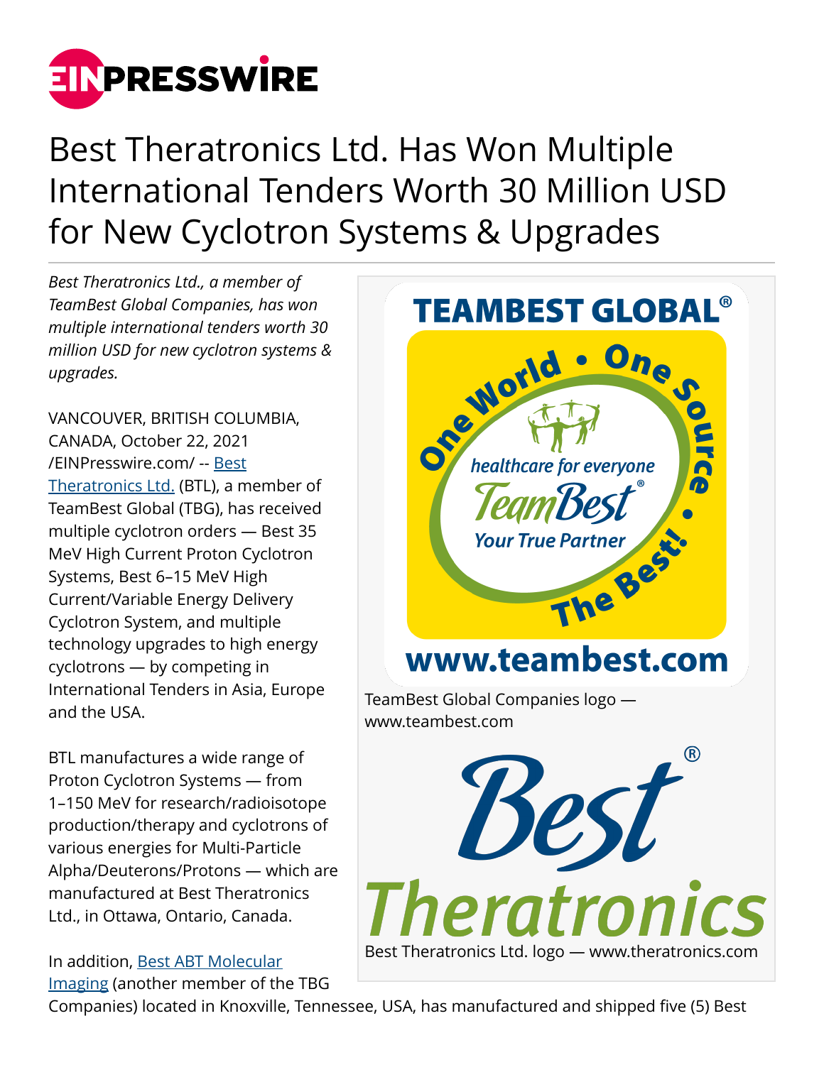# Best Theratronics Ltd. Has Won Multiple International Tenders Worth 30 Million USD for New Cyclotron Systems & Upgrades

*Best Theratronics Ltd., a member of TeamBest Global Companies, has won multiple international tenders worth 30 million USD for new cyclotron systems & upgrades.*

VANCOUVER, BRITISH COLUMBIA, CANADA, October 22, 2021 /EINPresswire.com/ -- Best Theratronics Ltd. (BTL), a member of TeamBest Global (TBG), has received multiple cyclotron orders — Best 35 MeV High Current Proton Cyclotron Systems, Best 6–15 MeV High Current/Variable Energy Delivery Cyclotron System, and multiple technology upgrades to high energy cyclotrons — by competing in International Tenders in Asia, Europe and the USA.

BTL manufactures a wide range of Proton Cyclotron Systems — from 1–150 MeV for research/radioisotope production/therapy and cyclotrons of various energies for Multi-Particle Alpha/Deuterons/Protons — which are manufactured at Best Theratronics Ltd., in Ottawa, Ontario, Canada.

TeamBest Global Companies logo — www.teambest.com

Best Theratronics Ltd. logo — www.theratronics.com

In addition, Best ABT Molecular Imaging (another member of the TBG Companies) located in Knoxville, Tennessee, USA, has manufactured and shipped five (5) Best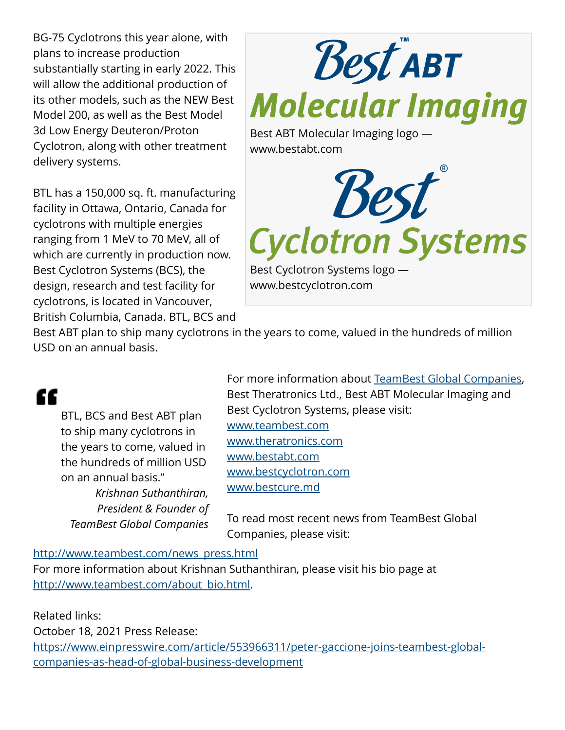BG-75 Cyclotrons this year alone, with plans to increase production substantially starting in early 2022. This will allow the additional production of its other models, such as the NEW Best Model 200, as well as the Best Model 3d Low Energy Deuteron/Proton Cyclotron, along with other treatment delivery systems.

Best ABT Molecular Imaging logo — www.bestabt.com

Best Cyclotron Systems logo — www.bestcyclotron.com

BTL has a 150,000 sq. ft. manufacturing facility in Ottawa, Ontario, Canada for cyclotrons with multiple energies ranging from 1 MeV to 70 MeV, all of which are currently in production now. Best Cyclotron Systems (BCS), the design, research and test facility for cyclotrons, is located in Vancouver, British Columbia, Canada. BTL, BCS and Best ABT plan to ship many cyclotrons in the years to come, valued in the hundreds of million USD on an annual basis.

> "BTL, BCS and Best ABT plan to ship many cyclotrons in the years to come, valued in the hundreds of million USD on an annual basis."
>
> *Krishnan Suthanthiran, President & Founder of TeamBest Global Companies*

For more information about [TeamBest Global Companies](http://www.teambest.com), Best Theratronics Ltd., Best ABT Molecular Imaging and Best Cyclotron Systems, please visit:
[www.teambest.com](http://www.teambest.com)
[www.theratronics.com](http://www.theratronics.com)
[www.bestabt.com](http://www.bestabt.com)
[www.bestcyclotron.com](http://www.bestcyclotron.com)
[www.bestcure.md](http://www.bestcure.md)

To read most recent news from TeamBest Global Companies, please visit:

[http://www.teambest.com/news_press.html](http://www.teambest.com/news_press.html)
For more information about Krishnan Suthanthiran, please visit his bio page at [http://www.teambest.com/about_bio.html](http://www.teambest.com/about_bio.html).

Related links:
October 18, 2021 Press Release:
[https://www.einpresswire.com/article/553966311/peter-gaccione-joins-teambest-global-companies-as-head-of-global-business-development](https://www.einpresswire.com/article/553966311/peter-gaccione-joins-teambest-global-companies-as-head-of-global-business-development)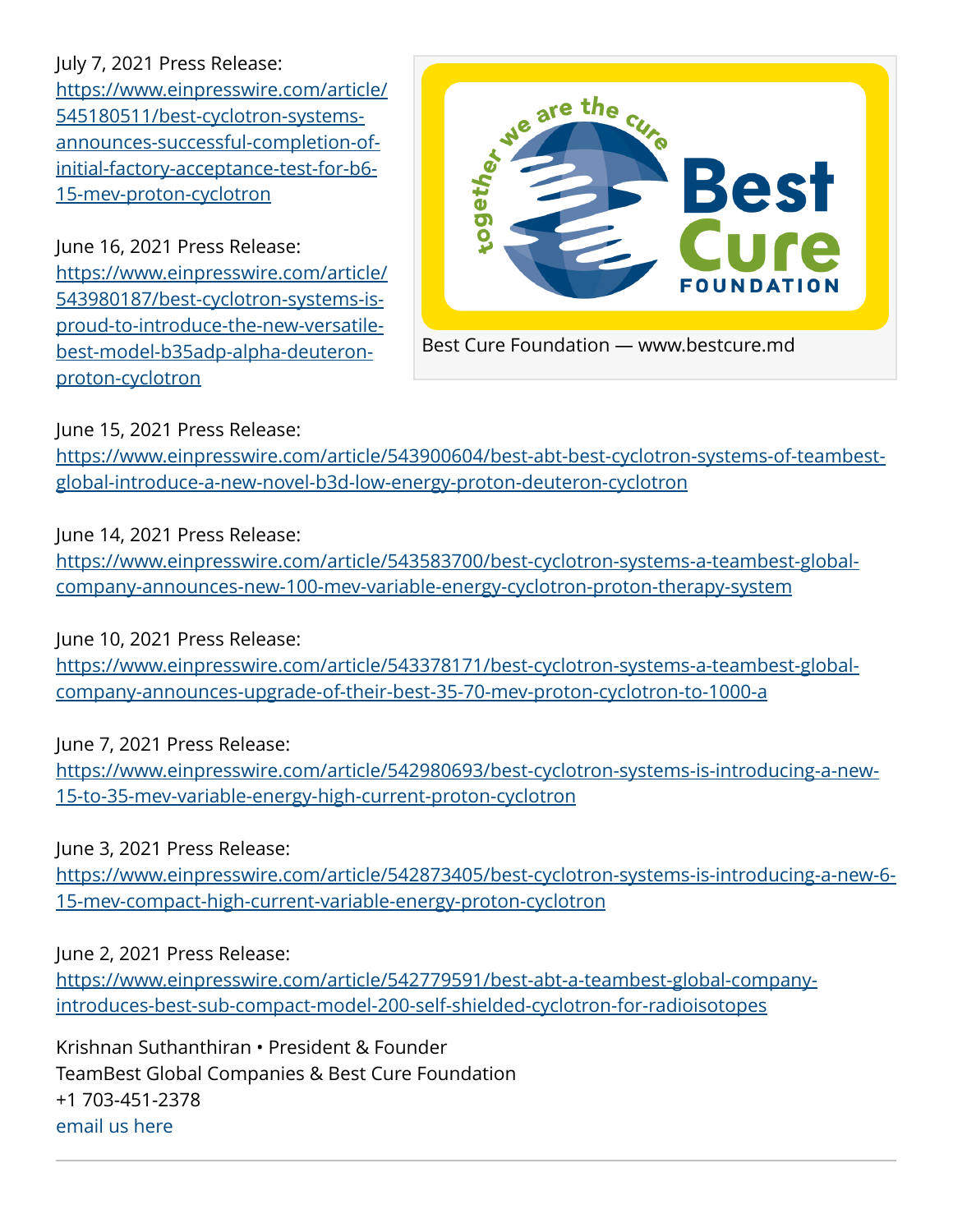July 7, 2021 Press Release:
[https://www.einpresswire.com/article/545180511/best-cyclotron-systems-announces-successful-completion-of-initial-factory-acceptance-test-for-b6-15-mev-proton-cyclotron](https://www.einpresswire.com/article/545180511/best-cyclotron-systems-announces-successful-completion-of-initial-factory-acceptance-test-for-b6-15-mev-proton-cyclotron)

June 16, 2021 Press Release:
[https://www.einpresswire.com/article/543980187/best-cyclotron-systems-is-proud-to-introduce-the-new-versatile-best-model-b35adp-alpha-deuteron-proton-cyclotron](https://www.einpresswire.com/article/543980187/best-cyclotron-systems-is-proud-to-introduce-the-new-versatile-best-model-b35adp-alpha-deuteron-proton-cyclotron)

Best Cure Foundation — www.bestcure.md

June 15, 2021 Press Release:
[https://www.einpresswire.com/article/543900604/best-abt-best-cyclotron-systems-of-teambest-global-introduce-a-new-novel-b3d-low-energy-proton-deuteron-cyclotron](https://www.einpresswire.com/article/543900604/best-abt-best-cyclotron-systems-of-teambest-global-introduce-a-new-novel-b3d-low-energy-proton-deuteron-cyclotron)

June 14, 2021 Press Release:
[https://www.einpresswire.com/article/543583700/best-cyclotron-systems-a-teambest-global-company-announces-new-100-mev-variable-energy-cyclotron-proton-therapy-system](https://www.einpresswire.com/article/543583700/best-cyclotron-systems-a-teambest-global-company-announces-new-100-mev-variable-energy-cyclotron-proton-therapy-system)

June 10, 2021 Press Release:
[https://www.einpresswire.com/article/543378171/best-cyclotron-systems-a-teambest-global-company-announces-upgrade-of-their-best-35-70-mev-proton-cyclotron-to-1000-a](https://www.einpresswire.com/article/543378171/best-cyclotron-systems-a-teambest-global-company-announces-upgrade-of-their-best-35-70-mev-proton-cyclotron-to-1000-a)

June 7, 2021 Press Release:
[https://www.einpresswire.com/article/542980693/best-cyclotron-systems-is-introducing-a-new-15-to-35-mev-variable-energy-high-current-proton-cyclotron](https://www.einpresswire.com/article/542980693/best-cyclotron-systems-is-introducing-a-new-15-to-35-mev-variable-energy-high-current-proton-cyclotron)

June 3, 2021 Press Release:
[https://www.einpresswire.com/article/542873405/best-cyclotron-systems-is-introducing-a-new-6-15-mev-compact-high-current-variable-energy-proton-cyclotron](https://www.einpresswire.com/article/542873405/best-cyclotron-systems-is-introducing-a-new-6-15-mev-compact-high-current-variable-energy-proton-cyclotron)

June 2, 2021 Press Release:
[https://www.einpresswire.com/article/542779591/best-abt-a-teambest-global-company-introduces-best-sub-compact-model-200-self-shielded-cyclotron-for-radioisotopes](https://www.einpresswire.com/article/542779591/best-abt-a-teambest-global-company-introduces-best-sub-compact-model-200-self-shielded-cyclotron-for-radioisotopes)

Krishnan Suthanthiran • President & Founder
TeamBest Global Companies & Best Cure Foundation
+1 703-451-2378
email us here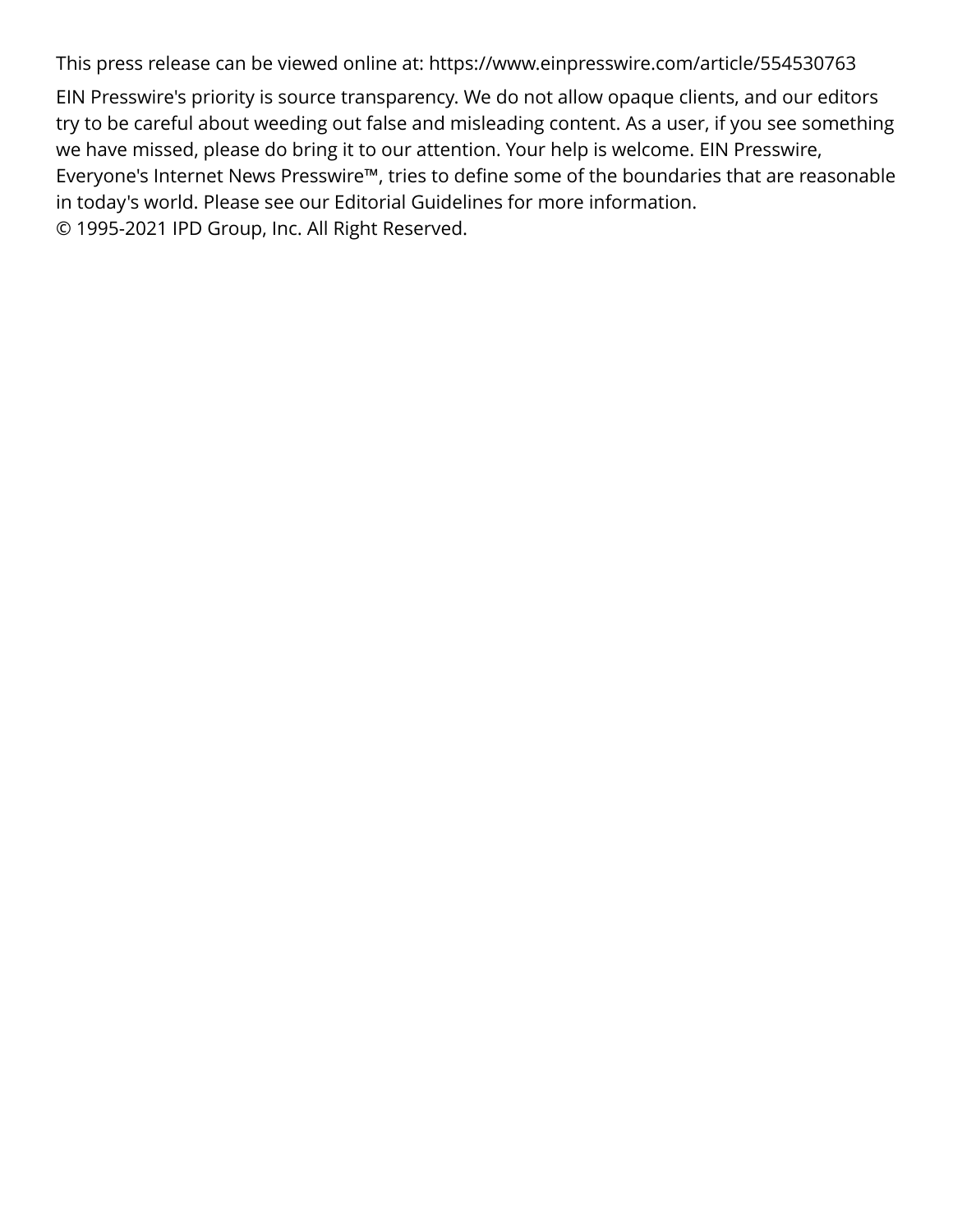This press release can be viewed online at: https://www.einpresswire.com/article/554530763

EIN Presswire's priority is source transparency. We do not allow opaque clients, and our editors try to be careful about weeding out false and misleading content. As a user, if you see something we have missed, please do bring it to our attention. Your help is welcome. EIN Presswire, Everyone's Internet News Presswire™, tries to define some of the boundaries that are reasonable in today's world. Please see our Editorial Guidelines for more information.
© 1995-2021 IPD Group, Inc. All Right Reserved.